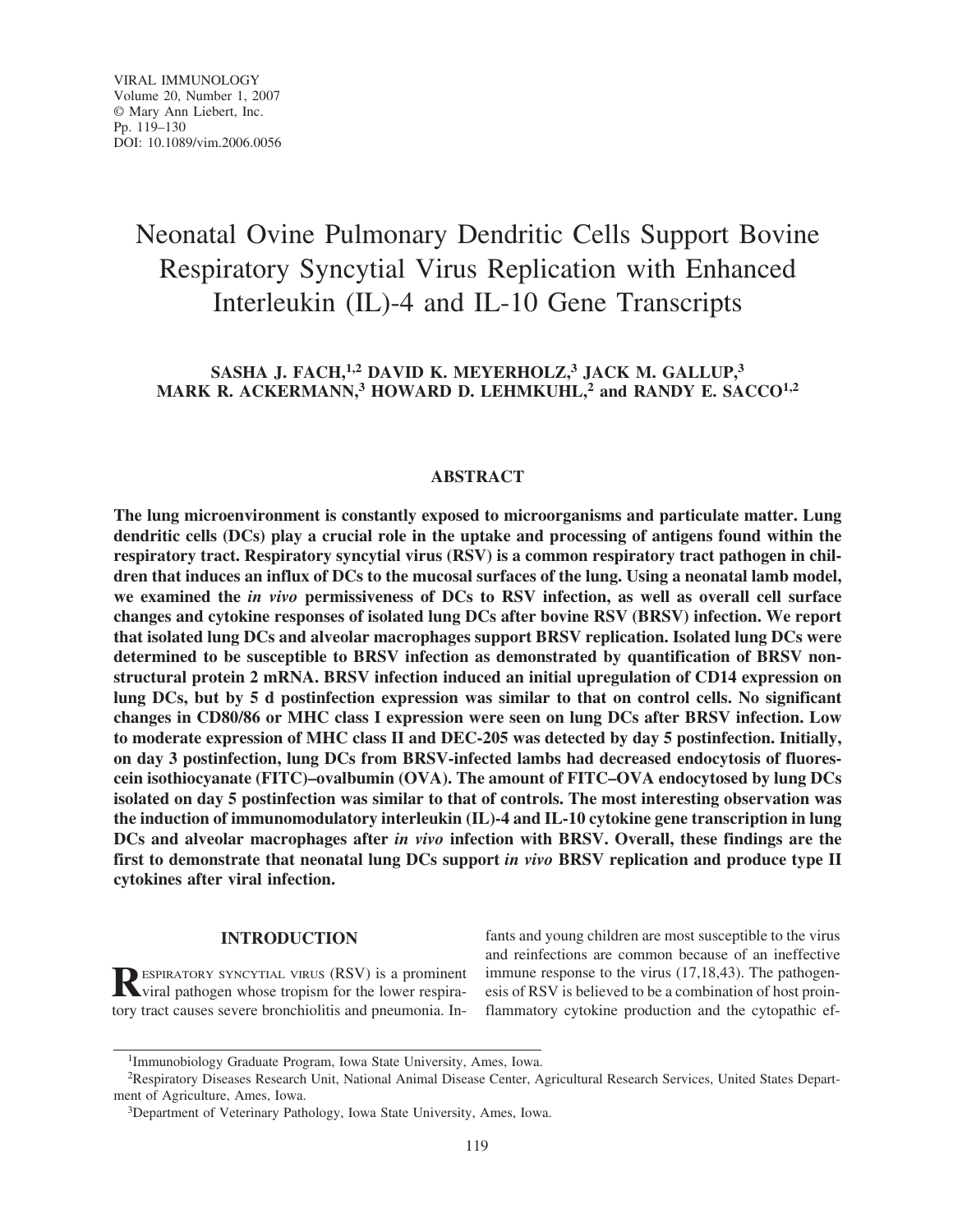# Neonatal Ovine Pulmonary Dendritic Cells Support Bovine Respiratory Syncytial Virus Replication with Enhanced Interleukin (IL)-4 and IL-10 Gene Transcripts

**SASHA J. FACH,[1,2] DAVID K. MEYERHOLZ,[3] JACK M. GALLUP,[3] MARK R. ACKERMANN,[3] HOWARD D. LEHMKUHL,[2] and RANDY E. SACCO[1,2]**

## ABSTRACT

**The lung microenvironment is constantly exposed to microorganisms and particulate matter. Lung dendritic cells (DCs) play a crucial role in the uptake and processing of antigens found within the respiratory tract. Respiratory syncytial virus (RSV) is a common respiratory tract pathogen in children that induces an influx of DCs to the mucosal surfaces of the lung. Using a neonatal lamb model, we examined the *in vivo* permissiveness of DCs to RSV infection, as well as overall cell surface changes and cytokine responses of isolated lung DCs after bovine RSV (BRSV) infection. We report that isolated lung DCs and alveolar macrophages support BRSV replication. Isolated lung DCs were determined to be susceptible to BRSV infection as demonstrated by quantification of BRSV nonstructural protein 2 mRNA. BRSV infection induced an initial upregulation of CD14 expression on lung DCs, but by 5 d postinfection expression was similar to that on control cells. No significant changes in CD80/86 or MHC class I expression were seen on lung DCs after BRSV infection. Low to moderate expression of MHC class II and DEC-205 was detected by day 5 postinfection. Initially, on day 3 postinfection, lung DCs from BRSV-infected lambs had decreased endocytosis of fluorescein isothiocyanate (FITC)–ovalbumin (OVA). The amount of FITC–OVA endocytosed by lung DCs isolated on day 5 postinfection was similar to that of controls. The most interesting observation was the induction of immunomodulatory interleukin (IL)-4 and IL-10 cytokine gene transcription in lung DCs and alveolar macrophages after *in vivo* infection with BRSV. Overall, these findings are the first to demonstrate that neonatal lung DCs support *in vivo* BRSV replication and produce type II cytokines after viral infection.**

## INTRODUCTION

RESPIRATORY SYNCYTIAL VIRUS (RSV) is a prominent viral pathogen whose tropism for the lower respiratory tract causes severe bronchiolitis and pneumonia. Infants and young children are most susceptible to the virus and reinfections are common because of an ineffective immune response to the virus (17,18,43). The pathogenesis of RSV is believed to be a combination of host proinflammatory cytokine production and the cytopathic ef-

[1]Immunobiology Graduate Program, Iowa State University, Ames, Iowa.

[2]Respiratory Diseases Research Unit, National Animal Disease Center, Agricultural Research Services, United States Department of Agriculture, Ames, Iowa.

[3]Department of Veterinary Pathology, Iowa State University, Ames, Iowa.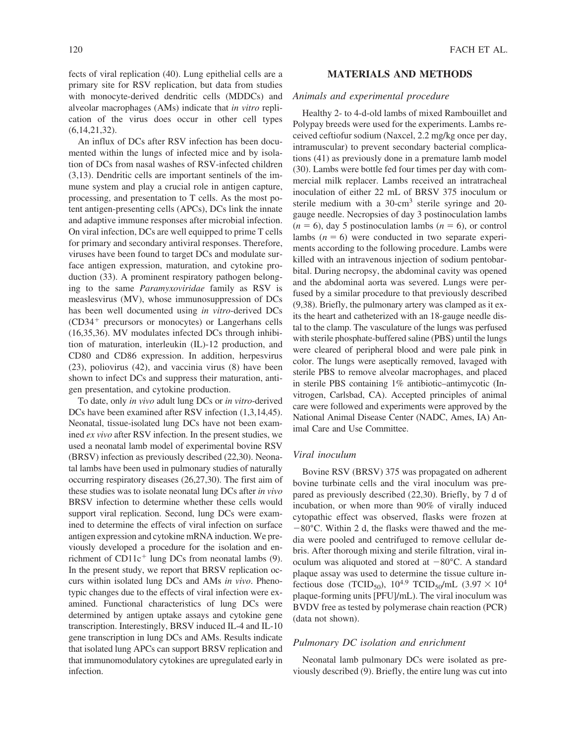fects of viral replication (40). Lung epithelial cells are a primary site for RSV replication, but data from studies with monocyte-derived dendritic cells (MDDCs) and alveolar macrophages (AMs) indicate that *in vitro* replication of the virus does occur in other cell types (6,14,21,32).

An influx of DCs after RSV infection has been documented within the lungs of infected mice and by isolation of DCs from nasal washes of RSV-infected children (3,13). Dendritic cells are important sentinels of the immune system and play a crucial role in antigen capture, processing, and presentation to T cells. As the most potent antigen-presenting cells (APCs), DCs link the innate and adaptive immune responses after microbial infection. On viral infection, DCs are well equipped to prime T cells for primary and secondary antiviral responses. Therefore, viruses have been found to target DCs and modulate surface antigen expression, maturation, and cytokine production (33). A prominent respiratory pathogen belonging to the same *Paramyxoviridae* family as RSV is measlesvirus (MV), whose immunosuppression of DCs has been well documented using *in vitro*-derived DCs ($CD34^+$ precursors or monocytes) or Langerhans cells (16,35,36). MV modulates infected DCs through inhibition of maturation, interleukin (IL)-12 production, and CD80 and CD86 expression. In addition, herpesvirus (23), poliovirus (42), and vaccinia virus (8) have been shown to infect DCs and suppress their maturation, antigen presentation, and cytokine production.

To date, only *in vivo* adult lung DCs or *in vitro*-derived DCs have been examined after RSV infection (1,3,14,45). Neonatal, tissue-isolated lung DCs have not been examined *ex vivo* after RSV infection. In the present studies, we used a neonatal lamb model of experimental bovine RSV (BRSV) infection as previously described (22,30). Neonatal lambs have been used in pulmonary studies of naturally occurring respiratory diseases (26,27,30). The first aim of these studies was to isolate neonatal lung DCs after *in vivo* BRSV infection to determine whether these cells would support viral replication. Second, lung DCs were examined to determine the effects of viral infection on surface antigen expression and cytokine mRNA induction. We previously developed a procedure for the isolation and enrichment of $CD11c^+$ lung DCs from neonatal lambs (9). In the present study, we report that BRSV replication occurs within isolated lung DCs and AMs *in vivo*. Phenotypic changes due to the effects of viral infection were examined. Functional characteristics of lung DCs were determined by antigen uptake assays and cytokine gene transcription. Interestingly, BRSV induced IL-4 and IL-10 gene transcription in lung DCs and AMs. Results indicate that isolated lung APCs can support BRSV replication and that immunomodulatory cytokines are upregulated early in infection.

## MATERIALS AND METHODS

### *Animals and experimental procedure*

Healthy 2- to 4-d-old lambs of mixed Rambouillet and Polypay breeds were used for the experiments. Lambs received ceftiofur sodium (Naxcel, 2.2 mg/kg once per day, intramuscular) to prevent secondary bacterial complications (41) as previously done in a premature lamb model (30). Lambs were bottle fed four times per day with commercial milk replacer. Lambs received an intratracheal inoculation of either 22 mL of BRSV 375 inoculum or sterile medium with a 30-$cm^3$ sterile syringe and 20-gauge needle. Necropsies of day 3 postinoculation lambs ($n = 6$), day 5 postinoculation lambs ($n = 6$), or control lambs ($n = 6$) were conducted in two separate experiments according to the following procedure. Lambs were killed with an intravenous injection of sodium pentobarbital. During necropsy, the abdominal cavity was opened and the abdominal aorta was severed. Lungs were perfused by a similar procedure to that previously described (9,38). Briefly, the pulmonary artery was clamped as it exits the heart and catheterized with an 18-gauge needle distal to the clamp. The vasculature of the lungs was perfused with sterile phosphate-buffered saline (PBS) until the lungs were cleared of peripheral blood and were pale pink in color. The lungs were aseptically removed, lavaged with sterile PBS to remove alveolar macrophages, and placed in sterile PBS containing 1% antibiotic–antimycotic (Invitrogen, Carlsbad, CA). Accepted principles of animal care were followed and experiments were approved by the National Animal Disease Center (NADC, Ames, IA) Animal Care and Use Committee.

### *Viral inoculum*

Bovine RSV (BRSV) 375 was propagated on adherent bovine turbinate cells and the viral inoculum was prepared as previously described (22,30). Briefly, by 7 d of incubation, or when more than 90% of virally induced cytopathic effect was observed, flasks were frozen at $-80°C$. Within 2 d, the flasks were thawed and the media were pooled and centrifuged to remove cellular debris. After thorough mixing and sterile filtration, viral inoculum was aliquoted and stored at $-80°C$. A standard plaque assay was used to determine the tissue culture infectious dose ($TCID_{50}$), $10^{4.9}$ $TCID_{50}$/mL ($3.97 \times 10^4$ plaque-forming units [PFU]/mL). The viral inoculum was BVDV free as tested by polymerase chain reaction (PCR) (data not shown).

### *Pulmonary DC isolation and enrichment*

Neonatal lamb pulmonary DCs were isolated as previously described (9). Briefly, the entire lung was cut into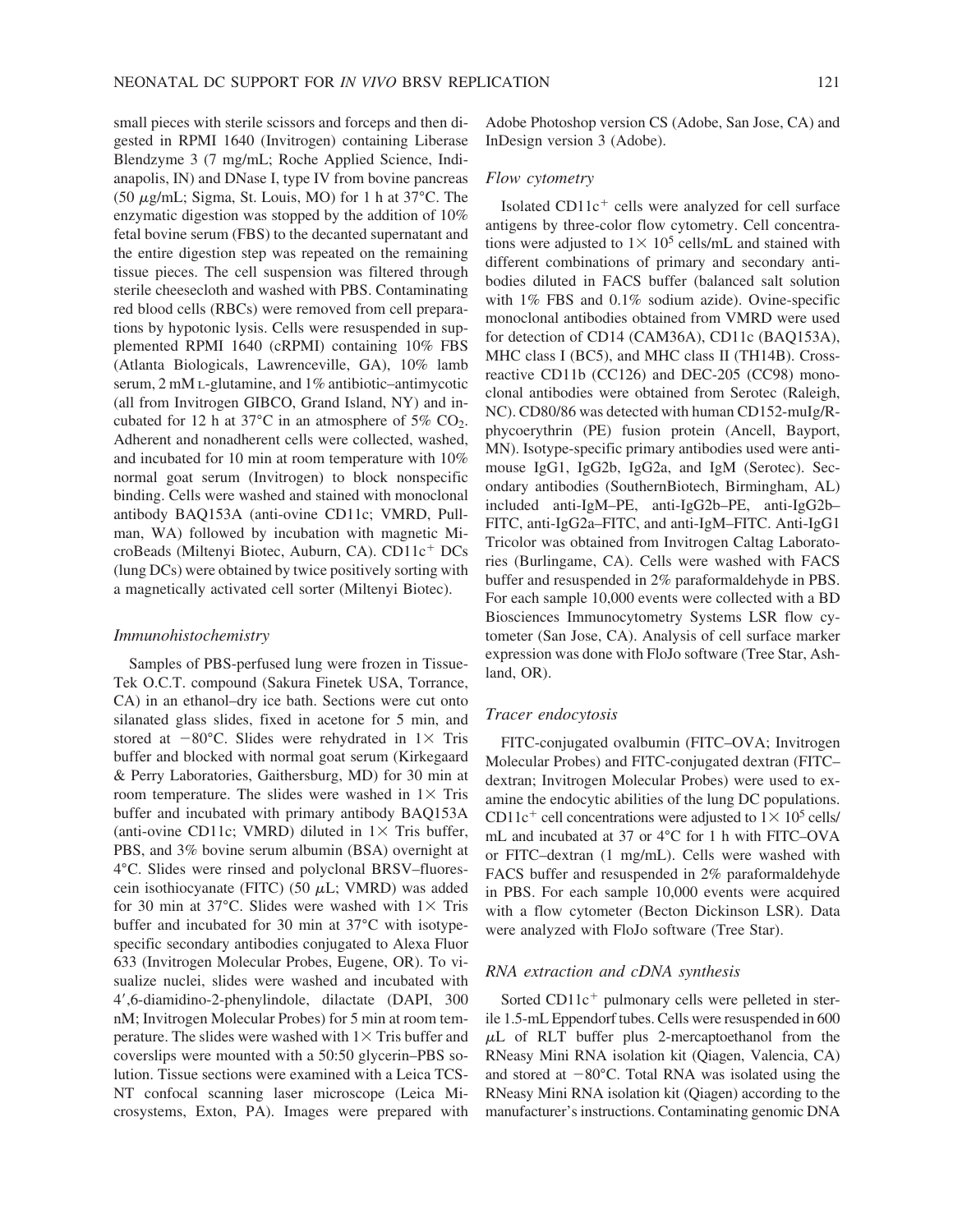small pieces with sterile scissors and forceps and then digested in RPMI 1640 (Invitrogen) containing Liberase Blendzyme 3 (7 mg/mL; Roche Applied Science, Indianapolis, IN) and DNase I, type IV from bovine pancreas (50 $\mu$g/mL; Sigma, St. Louis, MO) for 1 h at 37°C. The enzymatic digestion was stopped by the addition of 10% fetal bovine serum (FBS) to the decanted supernatant and the entire digestion step was repeated on the remaining tissue pieces. The cell suspension was filtered through sterile cheesecloth and washed with PBS. Contaminating red blood cells (RBCs) were removed from cell preparations by hypotonic lysis. Cells were resuspended in supplemented RPMI 1640 (cRPMI) containing 10% FBS (Atlanta Biologicals, Lawrenceville, GA), 10% lamb serum, 2 mM L-glutamine, and 1% antibiotic–antimycotic (all from Invitrogen GIBCO, Grand Island, NY) and incubated for 12 h at 37°C in an atmosphere of 5% $CO_2$. Adherent and nonadherent cells were collected, washed, and incubated for 10 min at room temperature with 10% normal goat serum (Invitrogen) to block nonspecific binding. Cells were washed and stained with monoclonal antibody BAQ153A (anti-ovine CD11c; VMRD, Pullman, WA) followed by incubation with magnetic MicroBeads (Miltenyi Biotec, Auburn, CA). $CD11c^+$ DCs (lung DCs) were obtained by twice positively sorting with a magnetically activated cell sorter (Miltenyi Biotec).

### *Immunohistochemistry*

Samples of PBS-perfused lung were frozen in Tissue-Tek O.C.T. compound (Sakura Finetek USA, Torrance, CA) in an ethanol–dry ice bath. Sections were cut onto silanated glass slides, fixed in acetone for 5 min, and stored at −80°C. Slides were rehydrated in 1× Tris buffer and blocked with normal goat serum (Kirkegaard & Perry Laboratories, Gaithersburg, MD) for 30 min at room temperature. The slides were washed in 1× Tris buffer and incubated with primary antibody BAQ153A (anti-ovine CD11c; VMRD) diluted in 1× Tris buffer, PBS, and 3% bovine serum albumin (BSA) overnight at 4°C. Slides were rinsed and polyclonal BRSV–fluorescein isothiocyanate (FITC) (50 $\mu$L; VMRD) was added for 30 min at 37°C. Slides were washed with 1× Tris buffer and incubated for 30 min at 37°C with isotype-specific secondary antibodies conjugated to Alexa Fluor 633 (Invitrogen Molecular Probes, Eugene, OR). To visualize nuclei, slides were washed and incubated with 4′,6-diamidino-2-phenylindole, dilactate (DAPI, 300 nM; Invitrogen Molecular Probes) for 5 min at room temperature. The slides were washed with 1× Tris buffer and coverslips were mounted with a 50:50 glycerin–PBS solution. Tissue sections were examined with a Leica TCS-NT confocal scanning laser microscope (Leica Microsystems, Exton, PA). Images were prepared with Adobe Photoshop version CS (Adobe, San Jose, CA) and InDesign version 3 (Adobe).

### *Flow cytometry*

Isolated $CD11c^+$ cells were analyzed for cell surface antigens by three-color flow cytometry. Cell concentrations were adjusted to $1\times 10^5$ cells/mL and stained with different combinations of primary and secondary antibodies diluted in FACS buffer (balanced salt solution with 1% FBS and 0.1% sodium azide). Ovine-specific monoclonal antibodies obtained from VMRD were used for detection of CD14 (CAM36A), CD11c (BAQ153A), MHC class I (BC5), and MHC class II (TH14B). Cross-reactive CD11b (CC126) and DEC-205 (CC98) monoclonal antibodies were obtained from Serotec (Raleigh, NC). CD80/86 was detected with human CD152-muIg/R-phycoerythrin (PE) fusion protein (Ancell, Bayport, MN). Isotype-specific primary antibodies used were anti-mouse IgG1, IgG2b, IgG2a, and IgM (Serotec). Secondary antibodies (SouthernBiotech, Birmingham, AL) included anti-IgM–PE, anti-IgG2b–PE, anti-IgG2b–FITC, anti-IgG2a–FITC, and anti-IgM–FITC. Anti-IgG1 Tricolor was obtained from Invitrogen Caltag Laboratories (Burlingame, CA). Cells were washed with FACS buffer and resuspended in 2% paraformaldehyde in PBS. For each sample 10,000 events were collected with a BD Biosciences Immunocytometry Systems LSR flow cytometer (San Jose, CA). Analysis of cell surface marker expression was done with FloJo software (Tree Star, Ashland, OR).

### *Tracer endocytosis*

FITC-conjugated ovalbumin (FITC–OVA; Invitrogen Molecular Probes) and FITC-conjugated dextran (FITC–dextran; Invitrogen Molecular Probes) were used to examine the endocytic abilities of the lung DC populations. $CD11c^+$ cell concentrations were adjusted to $1\times 10^5$ cells/mL and incubated at 37 or 4°C for 1 h with FITC–OVA or FITC–dextran (1 mg/mL). Cells were washed with FACS buffer and resuspended in 2% paraformaldehyde in PBS. For each sample 10,000 events were acquired with a flow cytometer (Becton Dickinson LSR). Data were analyzed with FloJo software (Tree Star).

### *RNA extraction and cDNA synthesis*

Sorted $CD11c^+$ pulmonary cells were pelleted in sterile 1.5-mL Eppendorf tubes. Cells were resuspended in 600 $\mu$L of RLT buffer plus 2-mercaptoethanol from the RNeasy Mini RNA isolation kit (Qiagen, Valencia, CA) and stored at −80°C. Total RNA was isolated using the RNeasy Mini RNA isolation kit (Qiagen) according to the manufacturer's instructions. Contaminating genomic DNA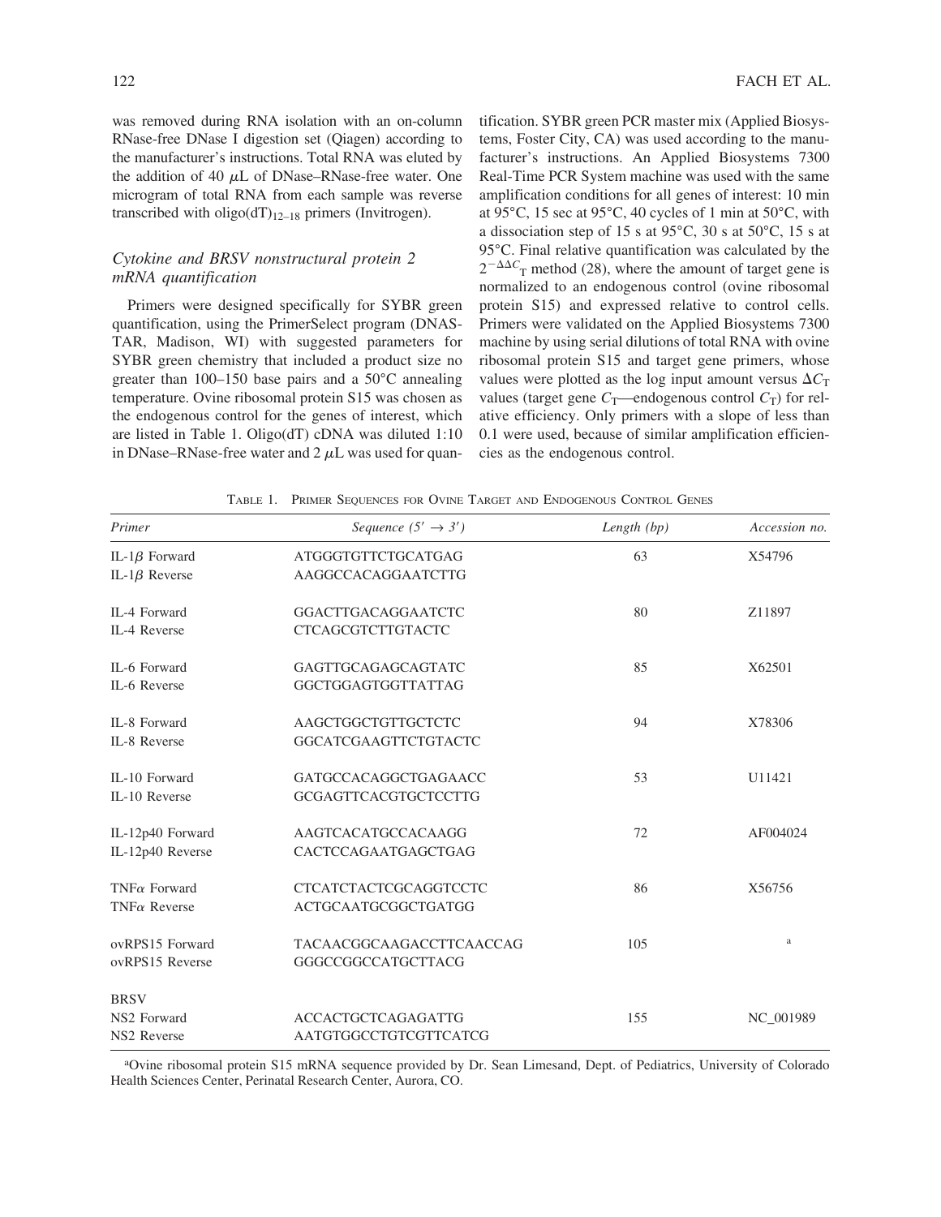was removed during RNA isolation with an on-column RNase-free DNase I digestion set (Qiagen) according to the manufacturer's instructions. Total RNA was eluted by the addition of 40 $\mu$L of DNase–RNase-free water. One microgram of total RNA from each sample was reverse transcribed with oligo(dT)$_{12–18}$ primers (Invitrogen).

### *Cytokine and BRSV nonstructural protein 2 mRNA quantification*

Primers were designed specifically for SYBR green quantification, using the PrimerSelect program (DNASTAR, Madison, WI) with suggested parameters for SYBR green chemistry that included a product size no greater than 100–150 base pairs and a 50°C annealing temperature. Ovine ribosomal protein S15 was chosen as the endogenous control for the genes of interest, which are listed in Table 1. Oligo(dT) cDNA was diluted 1:10 in DNase–RNase-free water and 2 $\mu$L was used for quantification. SYBR green PCR master mix (Applied Biosystems, Foster City, CA) was used according to the manufacturer's instructions. An Applied Biosystems 7300 Real-Time PCR System machine was used with the same amplification conditions for all genes of interest: 10 min at 95°C, 15 sec at 95°C, 40 cycles of 1 min at 50°C, with a dissociation step of 15 s at 95°C, 30 s at 50°C, 15 s at 95°C. Final relative quantification was calculated by the $2^{-\Delta\Delta C_T}$ method (28), where the amount of target gene is normalized to an endogenous control (ovine ribosomal protein S15) and expressed relative to control cells. Primers were validated on the Applied Biosystems 7300 machine by using serial dilutions of total RNA with ovine ribosomal protein S15 and target gene primers, whose values were plotted as the log input amount versus $\Delta C_T$ values (target gene $C_T$—endogenous control $C_T$) for relative efficiency. Only primers with a slope of less than 0.1 were used, because of similar amplification efficiencies as the endogenous control.

TABLE 1. PRIMER SEQUENCES FOR OVINE TARGET AND ENDOGENOUS CONTROL GENES

| *Primer* | *Sequence (5′ → 3′)* | *Length (bp)* | *Accession no.* |
|---|---|---|---|
| IL-1β Forward | ATGGGTGTTCTGCATGAG | 63 | X54796 |
| IL-1β Reverse | AAGGCCACAGGAATCTTG | | |
| IL-4 Forward | GGACTTGACAGGAATCTC | 80 | Z11897 |
| IL-4 Reverse | CTCAGCGTCTTGTACTC | | |
| IL-6 Forward | GAGTTGCAGAGCAGTATC | 85 | X62501 |
| IL-6 Reverse | GGCTGGAGTGGTTATTAG | | |
| IL-8 Forward | AAGCTGGCTGTTGCTCTC | 94 | X78306 |
| IL-8 Reverse | GGCATCGAAGTTCTGTACTC | | |
| IL-10 Forward | GATGCCACAGGCTGAGAACC | 53 | U11421 |
| IL-10 Reverse | GCGAGTTCACGTGCTCCTTG | | |
| IL-12p40 Forward | AAGTCACATGCCACAAGG | 72 | AF004024 |
| IL-12p40 Reverse | CACTCCAGAATGAGCTGAG | | |
| TNFα Forward | CTCATCTACTCGCAGGTCCTC | 86 | X56756 |
| TNFα Reverse | ACTGCAATGCGGCTGATGG | | |
| ovRPS15 Forward | TACAACGGCAAGACCTTCAACCAG | 105 | [a] |
| ovRPS15 Reverse | GGGCCGGCCATGCTTACG | | |
| BRSV | | | |
| NS2 Forward | ACCACTGCTCAGAGATTG | 155 | NC_001989 |
| NS2 Reverse | AATGTGGCCTGTCGTTCATCG | | |

[a]Ovine ribosomal protein S15 mRNA sequence provided by Dr. Sean Limesand, Dept. of Pediatrics, University of Colorado Health Sciences Center, Perinatal Research Center, Aurora, CO.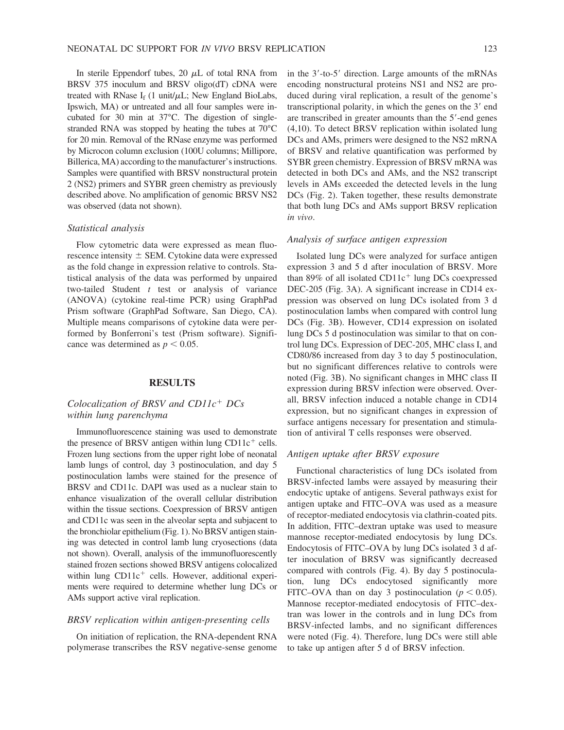In sterile Eppendorf tubes, 20 $\mu$L of total RNA from BRSV 375 inoculum and BRSV oligo(dT) cDNA were treated with RNase $I_f$ (1 unit/$\mu$L; New England BioLabs, Ipswich, MA) or untreated and all four samples were incubated for 30 min at 37°C. The digestion of single-stranded RNA was stopped by heating the tubes at 70°C for 20 min. Removal of the RNase enzyme was performed by Microcon column exclusion (100U columns; Millipore, Billerica, MA) according to the manufacturer's instructions. Samples were quantified with BRSV nonstructural protein 2 (NS2) primers and SYBR green chemistry as previously described above. No amplification of genomic BRSV NS2 was observed (data not shown).

### *Statistical analysis*

Flow cytometric data were expressed as mean fluorescence intensity ± SEM. Cytokine data were expressed as the fold change in expression relative to controls. Statistical analysis of the data was performed by unpaired two-tailed Student *t* test or analysis of variance (ANOVA) (cytokine real-time PCR) using GraphPad Prism software (GraphPad Software, San Diego, CA). Multiple means comparisons of cytokine data were performed by Bonferroni's test (Prism software). Significance was determined as $p < 0.05$.

## RESULTS

### *Colocalization of BRSV and CD11c$^+$ DCs within lung parenchyma*

Immunofluorescence staining was used to demonstrate the presence of BRSV antigen within lung CD11c$^+$ cells. Frozen lung sections from the upper right lobe of neonatal lamb lungs of control, day 3 postinoculation, and day 5 postinoculation lambs were stained for the presence of BRSV and CD11c. DAPI was used as a nuclear stain to enhance visualization of the overall cellular distribution within the tissue sections. Coexpression of BRSV antigen and CD11c was seen in the alveolar septa and subjacent to the bronchiolar epithelium (Fig. 1). No BRSV antigen staining was detected in control lamb lung cryosections (data not shown). Overall, analysis of the immunofluorescently stained frozen sections showed BRSV antigens colocalized within lung CD11c$^+$ cells. However, additional experiments were required to determine whether lung DCs or AMs support active viral replication.

### *BRSV replication within antigen-presenting cells*

On initiation of replication, the RNA-dependent RNA polymerase transcribes the RSV negative-sense genome in the 3′-to-5′ direction. Large amounts of the mRNAs encoding nonstructural proteins NS1 and NS2 are produced during viral replication, a result of the genome's transcriptional polarity, in which the genes on the 3′ end are transcribed in greater amounts than the 5′-end genes (4,10). To detect BRSV replication within isolated lung DCs and AMs, primers were designed to the NS2 mRNA of BRSV and relative quantification was performed by SYBR green chemistry. Expression of BRSV mRNA was detected in both DCs and AMs, and the NS2 transcript levels in AMs exceeded the detected levels in the lung DCs (Fig. 2). Taken together, these results demonstrate that both lung DCs and AMs support BRSV replication *in vivo*.

### *Analysis of surface antigen expression*

Isolated lung DCs were analyzed for surface antigen expression 3 and 5 d after inoculation of BRSV. More than 89% of all isolated CD11c$^+$ lung DCs coexpressed DEC-205 (Fig. 3A). A significant increase in CD14 expression was observed on lung DCs isolated from 3 d postinoculation lambs when compared with control lung DCs (Fig. 3B). However, CD14 expression on isolated lung DCs 5 d postinoculation was similar to that on control lung DCs. Expression of DEC-205, MHC class I, and CD80/86 increased from day 3 to day 5 postinoculation, but no significant differences relative to controls were noted (Fig. 3B). No significant changes in MHC class II expression during BRSV infection were observed. Overall, BRSV infection induced a notable change in CD14 expression, but no significant changes in expression of surface antigens necessary for presentation and stimulation of antiviral T cells responses were observed.

### *Antigen uptake after BRSV exposure*

Functional characteristics of lung DCs isolated from BRSV-infected lambs were assayed by measuring their endocytic uptake of antigens. Several pathways exist for antigen uptake and FITC–OVA was used as a measure of receptor-mediated endocytosis via clathrin-coated pits. In addition, FITC–dextran uptake was used to measure mannose receptor-mediated endocytosis by lung DCs. Endocytosis of FITC–OVA by lung DCs isolated 3 d after inoculation of BRSV was significantly decreased compared with controls (Fig. 4). By day 5 postinoculation, lung DCs endocytosed significantly more FITC–OVA than on day 3 postinoculation ($p < 0.05$). Mannose receptor-mediated endocytosis of FITC–dextran was lower in the controls and in lung DCs from BRSV-infected lambs, and no significant differences were noted (Fig. 4). Therefore, lung DCs were still able to take up antigen after 5 d of BRSV infection.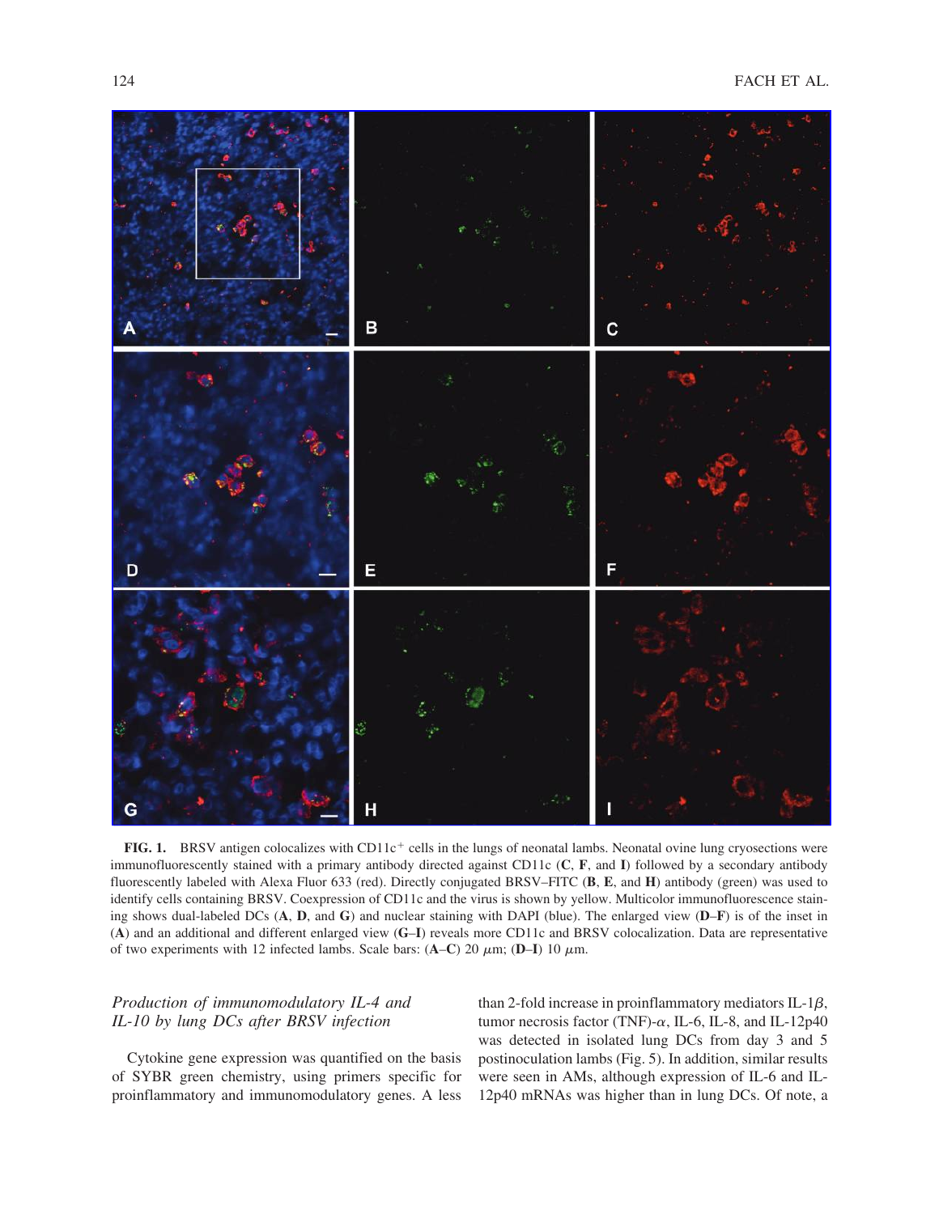**FIG. 1.** BRSV antigen colocalizes with CD11c$^+$ cells in the lungs of neonatal lambs. Neonatal ovine lung cryosections were immunofluorescently stained with a primary antibody directed against CD11c (**C**, **F**, and **I**) followed by a secondary antibody fluorescently labeled with Alexa Fluor 633 (red). Directly conjugated BRSV–FITC (**B**, **E**, and **H**) antibody (green) was used to identify cells containing BRSV. Coexpression of CD11c and the virus is shown by yellow. Multicolor immunofluorescence staining shows dual-labeled DCs (**A**, **D**, and **G**) and nuclear staining with DAPI (blue). The enlarged view (**D–F**) is of the inset in (**A**) and an additional and different enlarged view (**G–I**) reveals more CD11c and BRSV colocalization. Data are representative of two experiments with 12 infected lambs. Scale bars: (**A–C**) 20 $\mu$m; (**D–I**) 10 $\mu$m.

### *Production of immunomodulatory IL-4 and IL-10 by lung DCs after BRSV infection*

Cytokine gene expression was quantified on the basis of SYBR green chemistry, using primers specific for proinflammatory and immunomodulatory genes. A less than 2-fold increase in proinflammatory mediators IL-1$\beta$, tumor necrosis factor (TNF)-$\alpha$, IL-6, IL-8, and IL-12p40 was detected in isolated lung DCs from day 3 and 5 postinoculation lambs (Fig. 5). In addition, similar results were seen in AMs, although expression of IL-6 and IL-12p40 mRNAs was higher than in lung DCs. Of note, a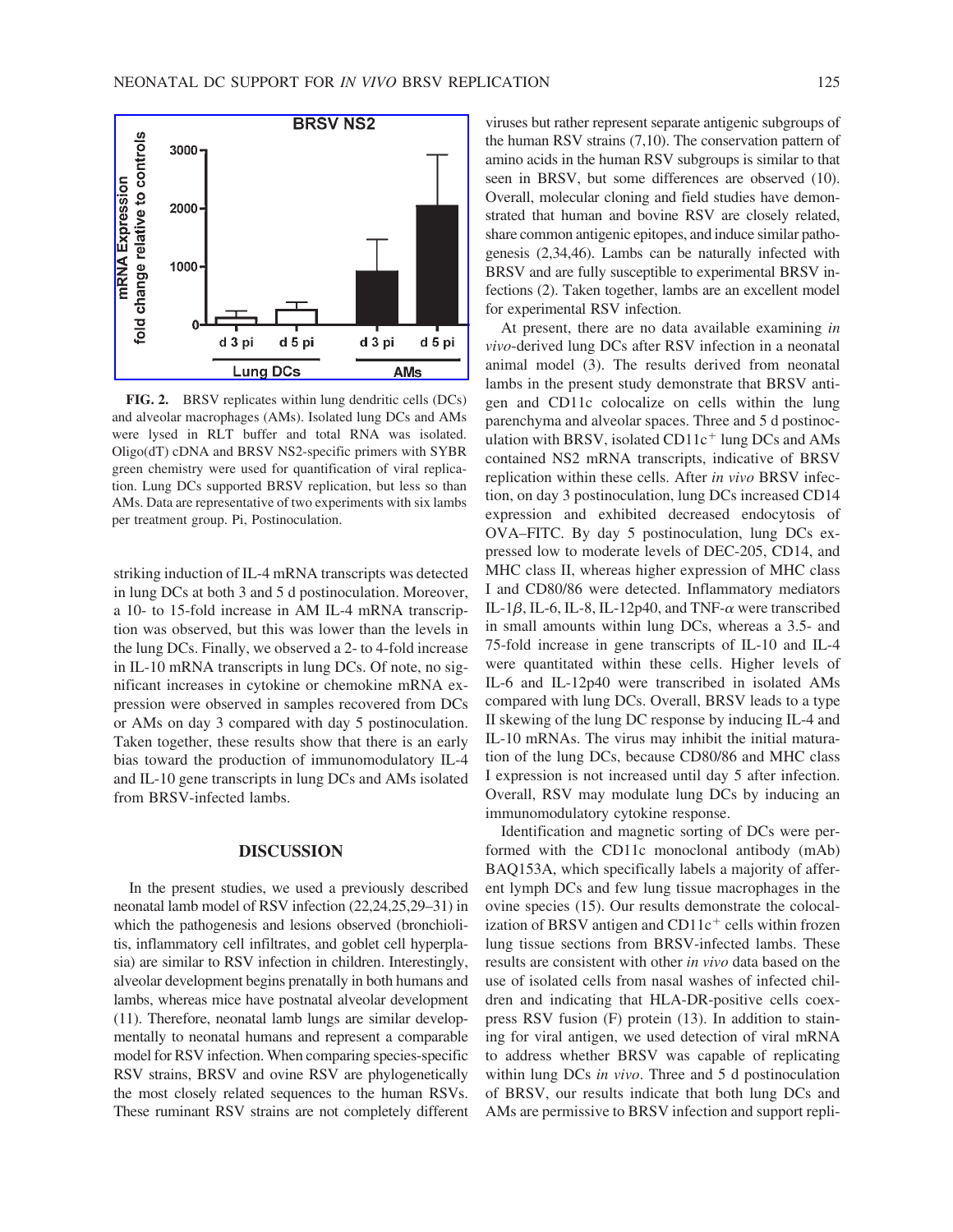**FIG. 2.** BRSV replicates within lung dendritic cells (DCs) and alveolar macrophages (AMs). Isolated lung DCs and AMs were lysed in RLT buffer and total RNA was isolated. Oligo(dT) cDNA and BRSV NS2-specific primers with SYBR green chemistry were used for quantification of viral replication. Lung DCs supported BRSV replication, but less so than AMs. Data are representative of two experiments with six lambs per treatment group. Pi, Postinoculation.

striking induction of IL-4 mRNA transcripts was detected in lung DCs at both 3 and 5 d postinoculation. Moreover, a 10- to 15-fold increase in AM IL-4 mRNA transcription was observed, but this was lower than the levels in the lung DCs. Finally, we observed a 2- to 4-fold increase in IL-10 mRNA transcripts in lung DCs. Of note, no significant increases in cytokine or chemokine mRNA expression were observed in samples recovered from DCs or AMs on day 3 compared with day 5 postinoculation. Taken together, these results show that there is an early bias toward the production of immunomodulatory IL-4 and IL-10 gene transcripts in lung DCs and AMs isolated from BRSV-infected lambs.

## DISCUSSION

In the present studies, we used a previously described neonatal lamb model of RSV infection (22,24,25,29–31) in which the pathogenesis and lesions observed (bronchiolitis, inflammatory cell infiltrates, and goblet cell hyperplasia) are similar to RSV infection in children. Interestingly, alveolar development begins prenatally in both humans and lambs, whereas mice have postnatal alveolar development (11). Therefore, neonatal lamb lungs are similar developmentally to neonatal humans and represent a comparable model for RSV infection. When comparing species-specific RSV strains, BRSV and ovine RSV are phylogenetically the most closely related sequences to the human RSVs. These ruminant RSV strains are not completely different viruses but rather represent separate antigenic subgroups of the human RSV strains (7,10). The conservation pattern of amino acids in the human RSV subgroups is similar to that seen in BRSV, but some differences are observed (10). Overall, molecular cloning and field studies have demonstrated that human and bovine RSV are closely related, share common antigenic epitopes, and induce similar pathogenesis (2,34,46). Lambs can be naturally infected with BRSV and are fully susceptible to experimental BRSV infections (2). Taken together, lambs are an excellent model for experimental RSV infection.

At present, there are no data available examining *in vivo*-derived lung DCs after RSV infection in a neonatal animal model (3). The results derived from neonatal lambs in the present study demonstrate that BRSV antigen and CD11c colocalize on cells within the lung parenchyma and alveolar spaces. Three and 5 d postinoculation with BRSV, isolated CD11c$^+$ lung DCs and AMs contained NS2 mRNA transcripts, indicative of BRSV replication within these cells. After *in vivo* BRSV infection, on day 3 postinoculation, lung DCs increased CD14 expression and exhibited decreased endocytosis of OVA–FITC. By day 5 postinoculation, lung DCs expressed low to moderate levels of DEC-205, CD14, and MHC class II, whereas higher expression of MHC class I and CD80/86 were detected. Inflammatory mediators IL-1$\beta$, IL-6, IL-8, IL-12p40, and TNF-$\alpha$ were transcribed in small amounts within lung DCs, whereas a 3.5- and 75-fold increase in gene transcripts of IL-10 and IL-4 were quantitated within these cells. Higher levels of IL-6 and IL-12p40 were transcribed in isolated AMs compared with lung DCs. Overall, BRSV leads to a type II skewing of the lung DC response by inducing IL-4 and IL-10 mRNAs. The virus may inhibit the initial maturation of the lung DCs, because CD80/86 and MHC class I expression is not increased until day 5 after infection. Overall, RSV may modulate lung DCs by inducing an immunomodulatory cytokine response.

Identification and magnetic sorting of DCs were performed with the CD11c monoclonal antibody (mAb) BAQ153A, which specifically labels a majority of afferent lymph DCs and few lung tissue macrophages in the ovine species (15). Our results demonstrate the colocalization of BRSV antigen and CD11c$^+$ cells within frozen lung tissue sections from BRSV-infected lambs. These results are consistent with other *in vivo* data based on the use of isolated cells from nasal washes of infected children and indicating that HLA-DR-positive cells coexpress RSV fusion (F) protein (13). In addition to staining for viral antigen, we used detection of viral mRNA to address whether BRSV was capable of replicating within lung DCs *in vivo*. Three and 5 d postinoculation of BRSV, our results indicate that both lung DCs and AMs are permissive to BRSV infection and support repli-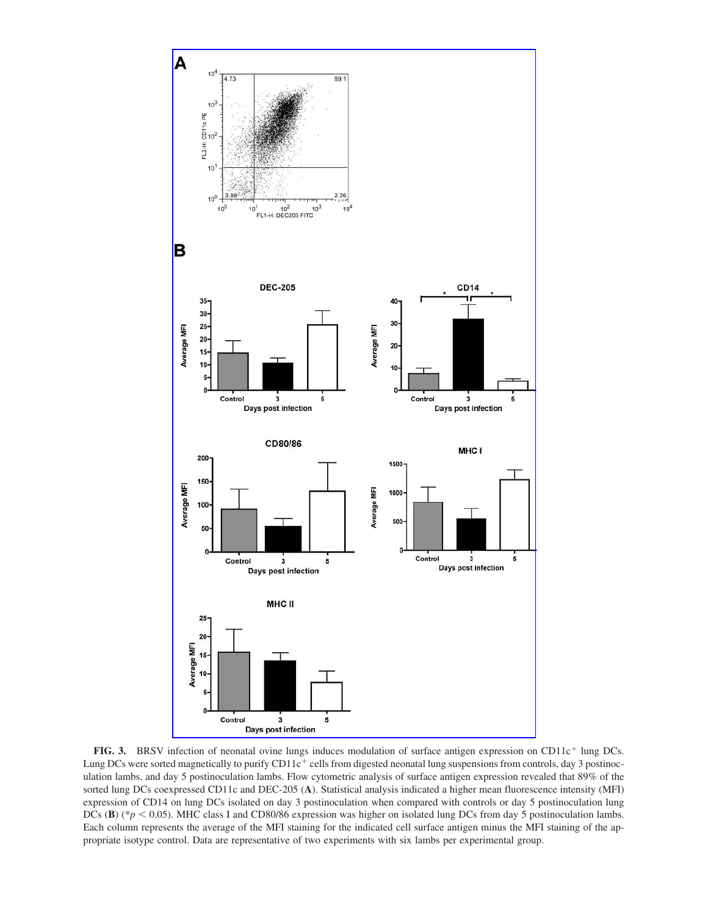**FIG. 3.** BRSV infection of neonatal ovine lungs induces modulation of surface antigen expression on CD11c$^+$ lung DCs. Lung DCs were sorted magnetically to purify CD11c$^+$ cells from digested neonatal lung suspensions from controls, day 3 postinoculation lambs, and day 5 postinoculation lambs. Flow cytometric analysis of surface antigen expression revealed that 89% of the sorted lung DCs coexpressed CD11c and DEC-205 (**A**). Statistical analysis indicated a higher mean fluorescence intensity (MFI) expression of CD14 on lung DCs isolated on day 3 postinoculation when compared with controls or day 5 postinoculation lung DCs (**B**) (*$p < 0.05$). MHC class I and CD80/86 expression was higher on isolated lung DCs from day 5 postinoculation lambs. Each column represents the average of the MFI staining for the indicated cell surface antigen minus the MFI staining of the appropriate isotype control. Data are representative of two experiments with six lambs per experimental group.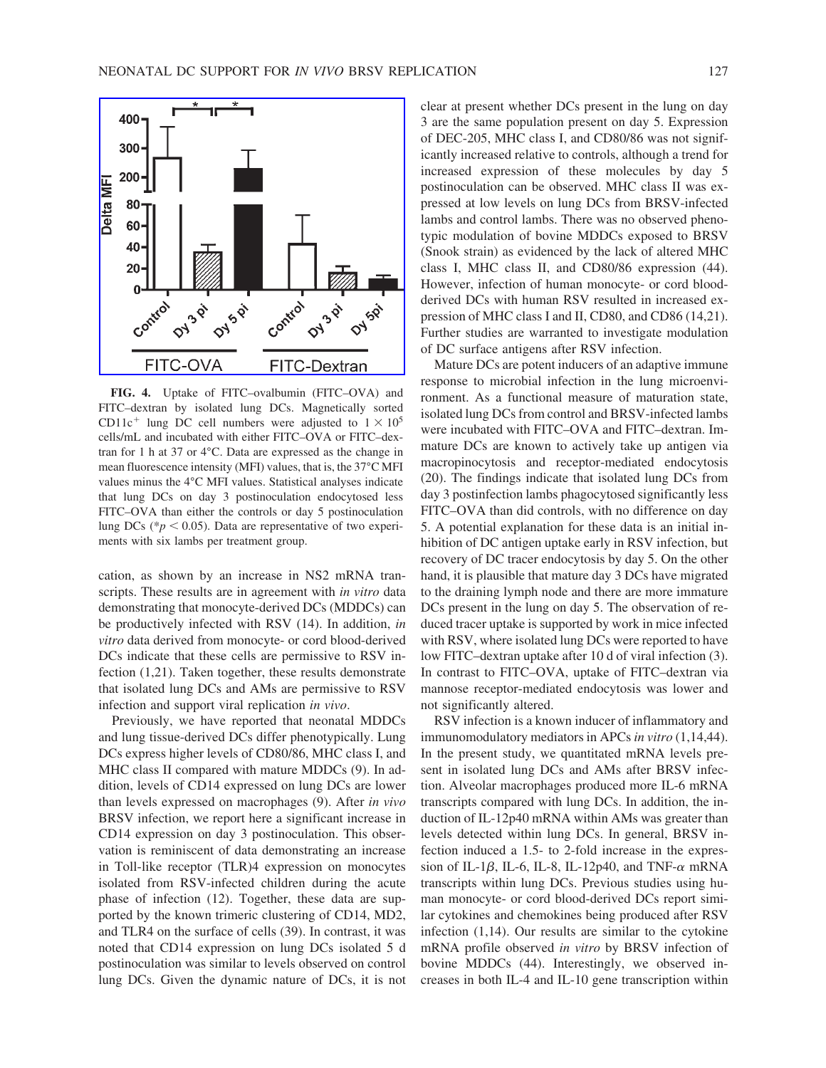**FIG. 4.** Uptake of FITC–ovalbumin (FITC–OVA) and FITC–dextran by isolated lung DCs. Magnetically sorted CD11c$^+$ lung DC cell numbers were adjusted to $1 \times 10^5$ cells/mL and incubated with either FITC–OVA or FITC–dextran for 1 h at 37 or 4°C. Data are expressed as the change in mean fluorescence intensity (MFI) values, that is, the 37°C MFI values minus the 4°C MFI values. Statistical analyses indicate that lung DCs on day 3 postinoculation endocytosed less FITC–OVA than either the controls or day 5 postinoculation lung DCs (\*$p < 0.05$). Data are representative of two experiments with six lambs per treatment group.

cation, as shown by an increase in NS2 mRNA transcripts. These results are in agreement with *in vitro* data demonstrating that monocyte-derived DCs (MDDCs) can be productively infected with RSV (14). In addition, *in vitro* data derived from monocyte- or cord blood-derived DCs indicate that these cells are permissive to RSV infection (1,21). Taken together, these results demonstrate that isolated lung DCs and AMs are permissive to RSV infection and support viral replication *in vivo*.

Previously, we have reported that neonatal MDDCs and lung tissue-derived DCs differ phenotypically. Lung DCs express higher levels of CD80/86, MHC class I, and MHC class II compared with mature MDDCs (9). In addition, levels of CD14 expressed on lung DCs are lower than levels expressed on macrophages (9). After *in vivo* BRSV infection, we report here a significant increase in CD14 expression on day 3 postinoculation. This observation is reminiscent of data demonstrating an increase in Toll-like receptor (TLR)4 expression on monocytes isolated from RSV-infected children during the acute phase of infection (12). Together, these data are supported by the known trimeric clustering of CD14, MD2, and TLR4 on the surface of cells (39). In contrast, it was noted that CD14 expression on lung DCs isolated 5 d postinoculation was similar to levels observed on control lung DCs. Given the dynamic nature of DCs, it is not clear at present whether DCs present in the lung on day 3 are the same population present on day 5. Expression of DEC-205, MHC class I, and CD80/86 was not significantly increased relative to controls, although a trend for increased expression of these molecules by day 5 postinoculation can be observed. MHC class II was expressed at low levels on lung DCs from BRSV-infected lambs and control lambs. There was no observed phenotypic modulation of bovine MDDCs exposed to BRSV (Snook strain) as evidenced by the lack of altered MHC class I, MHC class II, and CD80/86 expression (44). However, infection of human monocyte- or cord blood-derived DCs with human RSV resulted in increased expression of MHC class I and II, CD80, and CD86 (14,21). Further studies are warranted to investigate modulation of DC surface antigens after RSV infection.

Mature DCs are potent inducers of an adaptive immune response to microbial infection in the lung microenvironment. As a functional measure of maturation state, isolated lung DCs from control and BRSV-infected lambs were incubated with FITC–OVA and FITC–dextran. Immature DCs are known to actively take up antigen via macropinocytosis and receptor-mediated endocytosis (20). The findings indicate that isolated lung DCs from day 3 postinfection lambs phagocytosed significantly less FITC–OVA than did controls, with no difference on day 5. A potential explanation for these data is an initial inhibition of DC antigen uptake early in RSV infection, but recovery of DC tracer endocytosis by day 5. On the other hand, it is plausible that mature day 3 DCs have migrated to the draining lymph node and there are more immature DCs present in the lung on day 5. The observation of reduced tracer uptake is supported by work in mice infected with RSV, where isolated lung DCs were reported to have low FITC–dextran uptake after 10 d of viral infection (3). In contrast to FITC–OVA, uptake of FITC–dextran via mannose receptor-mediated endocytosis was lower and not significantly altered.

RSV infection is a known inducer of inflammatory and immunomodulatory mediators in APCs *in vitro* (1,14,44). In the present study, we quantitated mRNA levels present in isolated lung DCs and AMs after BRSV infection. Alveolar macrophages produced more IL-6 mRNA transcripts compared with lung DCs. In addition, the induction of IL-12p40 mRNA within AMs was greater than levels detected within lung DCs. In general, BRSV infection induced a 1.5- to 2-fold increase in the expression of IL-1$\beta$, IL-6, IL-8, IL-12p40, and TNF-$\alpha$ mRNA transcripts within lung DCs. Previous studies using human monocyte- or cord blood-derived DCs report similar cytokines and chemokines being produced after RSV infection (1,14). Our results are similar to the cytokine mRNA profile observed *in vitro* by BRSV infection of bovine MDDCs (44). Interestingly, we observed increases in both IL-4 and IL-10 gene transcription within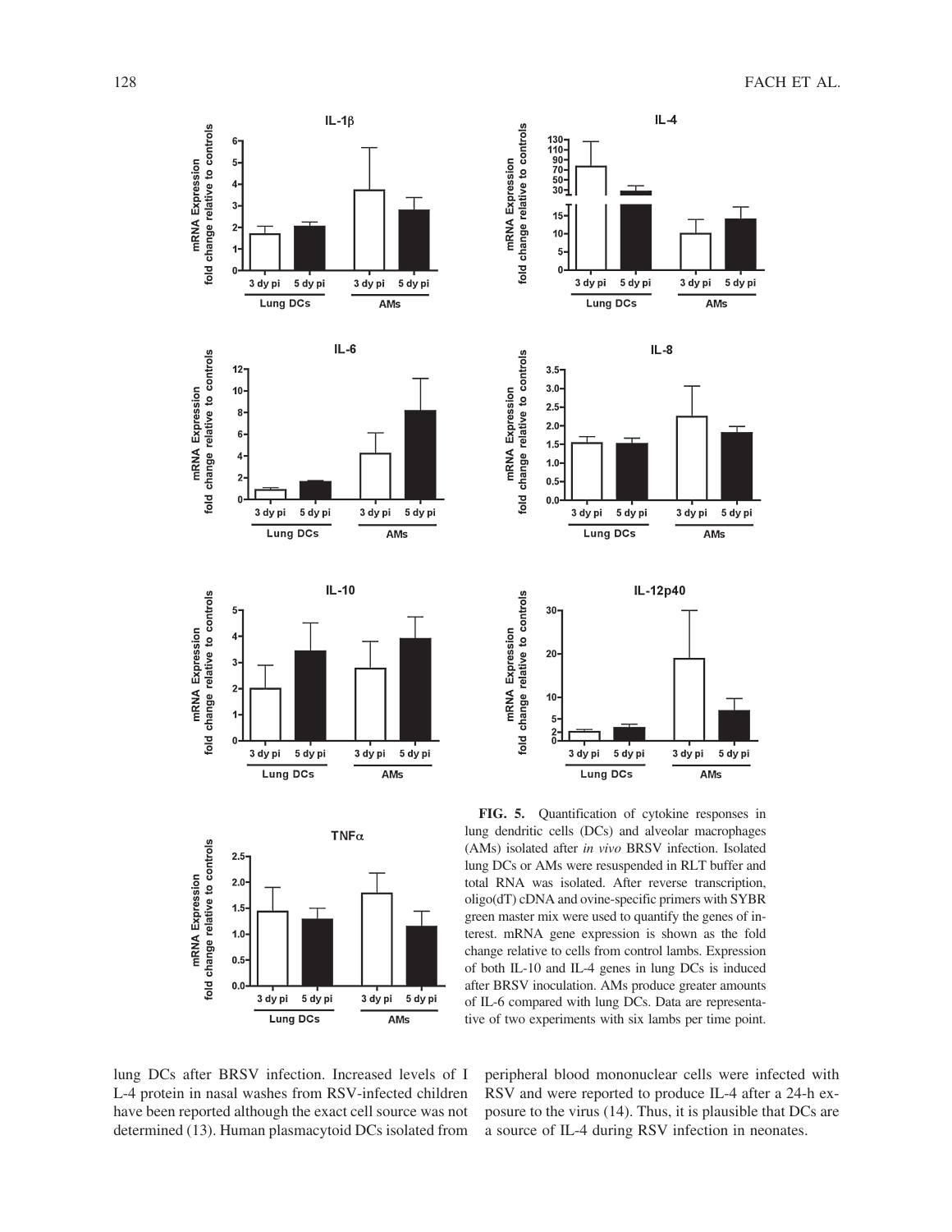**FIG. 5.** Quantification of cytokine responses in lung dendritic cells (DCs) and alveolar macrophages (AMs) isolated after *in vivo* BRSV infection. Isolated lung DCs or AMs were resuspended in RLT buffer and total RNA was isolated. After reverse transcription, oligo(dT) cDNA and ovine-specific primers with SYBR green master mix were used to quantify the genes of interest. mRNA gene expression is shown as the fold change relative to cells from control lambs. Expression of both IL-10 and IL-4 genes in lung DCs is induced after BRSV inoculation. AMs produce greater amounts of IL-6 compared with lung DCs. Data are representative of two experiments with six lambs per time point.

lung DCs after BRSV infection. Increased levels of IL-4 protein in nasal washes from RSV-infected children have been reported although the exact cell source was not determined (13). Human plasmacytoid DCs isolated from peripheral blood mononuclear cells were infected with RSV and were reported to produce IL-4 after a 24-h exposure to the virus (14). Thus, it is plausible that DCs are a source of IL-4 during RSV infection in neonates.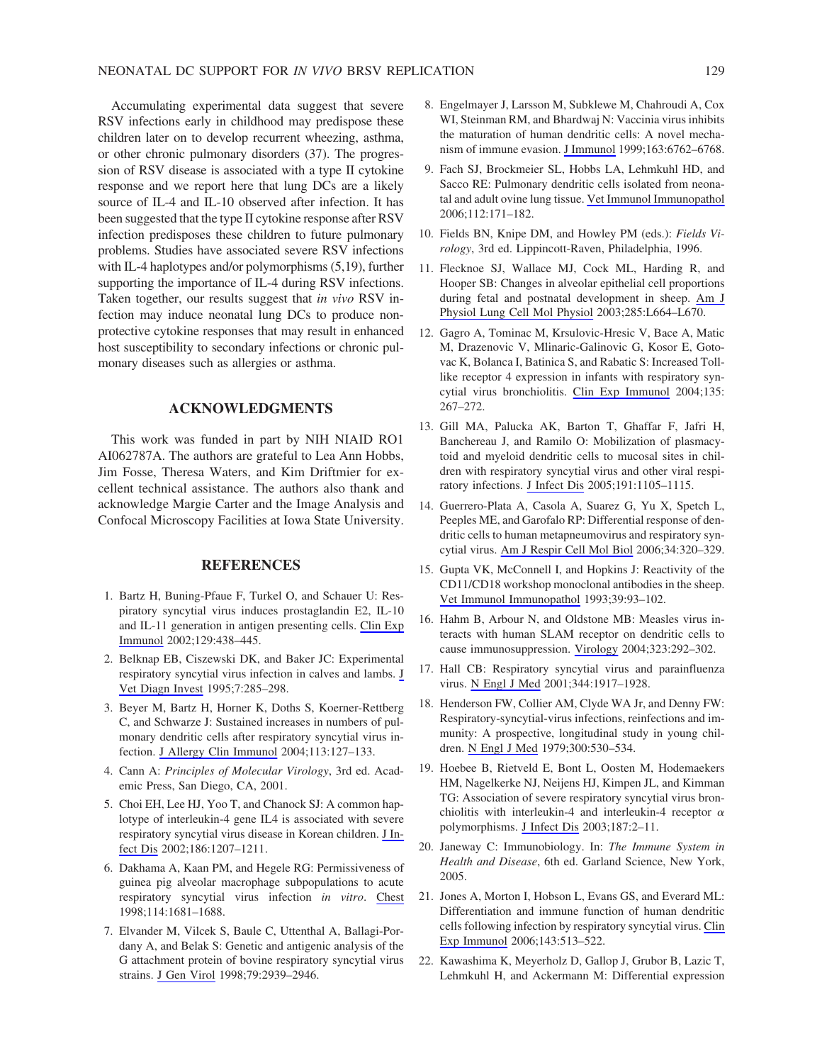Accumulating experimental data suggest that severe RSV infections early in childhood may predispose these children later on to develop recurrent wheezing, asthma, or other chronic pulmonary disorders (37). The progression of RSV disease is associated with a type II cytokine response and we report here that lung DCs are a likely source of IL-4 and IL-10 observed after infection. It has been suggested that the type II cytokine response after RSV infection predisposes these children to future pulmonary problems. Studies have associated severe RSV infections with IL-4 haplotypes and/or polymorphisms (5,19), further supporting the importance of IL-4 during RSV infections. Taken together, our results suggest that *in vivo* RSV infection may induce neonatal lung DCs to produce nonprotective cytokine responses that may result in enhanced host susceptibility to secondary infections or chronic pulmonary diseases such as allergies or asthma.

## ACKNOWLEDGMENTS

This work was funded in part by NIH NIAID RO1 AI062787A. The authors are grateful to Lea Ann Hobbs, Jim Fosse, Theresa Waters, and Kim Driftmier for excellent technical assistance. The authors also thank and acknowledge Margie Carter and the Image Analysis and Confocal Microscopy Facilities at Iowa State University.

## REFERENCES

1. Bartz H, Buning-Pfaue F, Turkel O, and Schauer U: Respiratory syncytial virus induces prostaglandin E2, IL-10 and IL-11 generation in antigen presenting cells. Clin Exp Immunol 2002;129:438–445.
2. Belknap EB, Ciszewski DK, and Baker JC: Experimental respiratory syncytial virus infection in calves and lambs. J Vet Diagn Invest 1995;7:285–298.
3. Beyer M, Bartz H, Horner K, Doths S, Koerner-Rettberg C, and Schwarze J: Sustained increases in numbers of pulmonary dendritic cells after respiratory syncytial virus infection. J Allergy Clin Immunol 2004;113:127–133.
4. Cann A: *Principles of Molecular Virology*, 3rd ed. Academic Press, San Diego, CA, 2001.
5. Choi EH, Lee HJ, Yoo T, and Chanock SJ: A common haplotype of interleukin-4 gene IL4 is associated with severe respiratory syncytial virus disease in Korean children. J Infect Dis 2002;186:1207–1211.
6. Dakhama A, Kaan PM, and Hegele RG: Permissiveness of guinea pig alveolar macrophage subpopulations to acute respiratory syncytial virus infection *in vitro*. Chest 1998;114:1681–1688.
7. Elvander M, Vilcek S, Baule C, Uttenthal A, Ballagi-Pordany A, and Belak S: Genetic and antigenic analysis of the G attachment protein of bovine respiratory syncytial virus strains. J Gen Virol 1998;79:2939–2946.
8. Engelmayer J, Larsson M, Subklewe M, Chahroudi A, Cox WI, Steinman RM, and Bhardwaj N: Vaccinia virus inhibits the maturation of human dendritic cells: A novel mechanism of immune evasion. J Immunol 1999;163:6762–6768.
9. Fach SJ, Brockmeier SL, Hobbs LA, Lehmkuhl HD, and Sacco RE: Pulmonary dendritic cells isolated from neonatal and adult ovine lung tissue. Vet Immunol Immunopathol 2006;112:171–182.
10. Fields BN, Knipe DM, and Howley PM (eds.): *Fields Virology*, 3rd ed. Lippincott-Raven, Philadelphia, 1996.
11. Flecknoe SJ, Wallace MJ, Cock ML, Harding R, and Hooper SB: Changes in alveolar epithelial cell proportions during fetal and postnatal development in sheep. Am J Physiol Lung Cell Mol Physiol 2003;285:L664–L670.
12. Gagro A, Tominac M, Krsulovic-Hresic V, Bace A, Matic M, Drazenovic V, Mlinaric-Galinovic G, Kosor E, Gotovac K, Bolanca I, Batinica S, and Rabatic S: Increased Toll-like receptor 4 expression in infants with respiratory syncytial virus bronchiolitis. Clin Exp Immunol 2004;135: 267–272.
13. Gill MA, Palucka AK, Barton T, Ghaffar F, Jafri H, Banchereau J, and Ramilo O: Mobilization of plasmacytoid and myeloid dendritic cells to mucosal sites in children with respiratory syncytial virus and other viral respiratory infections. J Infect Dis 2005;191:1105–1115.
14. Guerrero-Plata A, Casola A, Suarez G, Yu X, Spetch L, Peeples ME, and Garofalo RP: Differential response of dendritic cells to human metapneumovirus and respiratory syncytial virus. Am J Respir Cell Mol Biol 2006;34:320–329.
15. Gupta VK, McConnell I, and Hopkins J: Reactivity of the CD11/CD18 workshop monoclonal antibodies in the sheep. Vet Immunol Immunopathol 1993;39:93–102.
16. Hahm B, Arbour N, and Oldstone MB: Measles virus interacts with human SLAM receptor on dendritic cells to cause immunosuppression. Virology 2004;323:292–302.
17. Hall CB: Respiratory syncytial virus and parainfluenza virus. N Engl J Med 2001;344:1917–1928.
18. Henderson FW, Collier AM, Clyde WA Jr, and Denny FW: Respiratory-syncytial-virus infections, reinfections and immunity: A prospective, longitudinal study in young children. N Engl J Med 1979;300:530–534.
19. Hoebee B, Rietveld E, Bont L, Oosten M, Hodemaekers HM, Nagelkerke NJ, Neijens HJ, Kimpen JL, and Kimman TG: Association of severe respiratory syncytial virus bronchiolitis with interleukin-4 and interleukin-4 receptor $\alpha$ polymorphisms. J Infect Dis 2003;187:2–11.
20. Janeway C: Immunobiology. In: *The Immune System in Health and Disease*, 6th ed. Garland Science, New York, 2005.
21. Jones A, Morton I, Hobson L, Evans GS, and Everard ML: Differentiation and immune function of human dendritic cells following infection by respiratory syncytial virus. Clin Exp Immunol 2006;143:513–522.
22. Kawashima K, Meyerholz D, Gallop J, Grubor B, Lazic T, Lehmkuhl H, and Ackermann M: Differential expression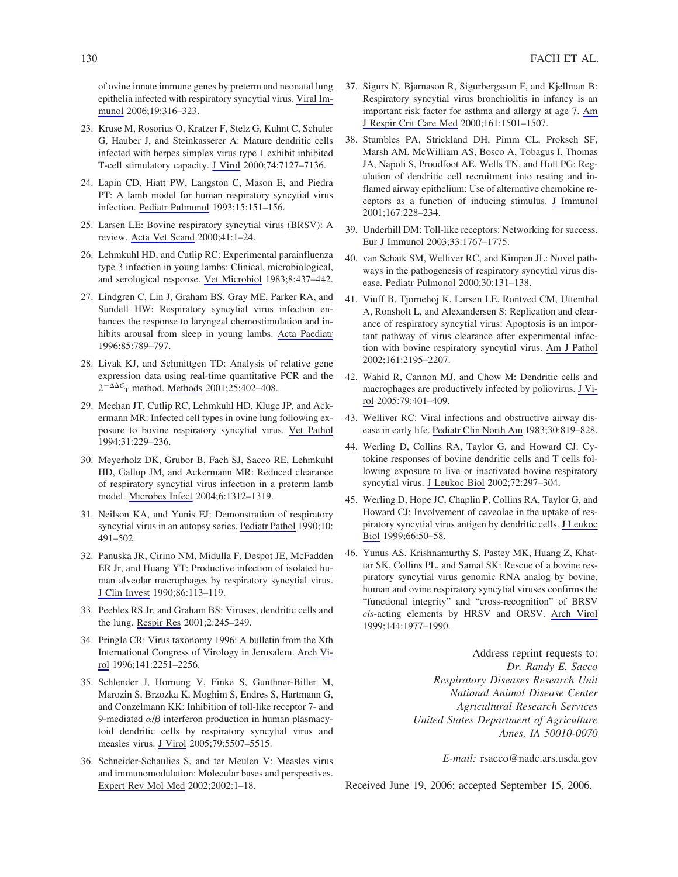of ovine innate immune genes by preterm and neonatal lung epithelia infected with respiratory syncytial virus. Viral Immunol 2006;19:316–323.

23. Kruse M, Rosorius O, Kratzer F, Stelz G, Kuhnt C, Schuler G, Hauber J, and Steinkasserer A: Mature dendritic cells infected with herpes simplex virus type 1 exhibit inhibited T-cell stimulatory capacity. J Virol 2000;74:7127–7136.

24. Lapin CD, Hiatt PW, Langston C, Mason E, and Piedra PT: A lamb model for human respiratory syncytial virus infection. Pediatr Pulmonol 1993;15:151–156.

25. Larsen LE: Bovine respiratory syncytial virus (BRSV): A review. Acta Vet Scand 2000;41:1–24.

26. Lehmkuhl HD, and Cutlip RC: Experimental parainfluenza type 3 infection in young lambs: Clinical, microbiological, and serological response. Vet Microbiol 1983;8:437–442.

27. Lindgren C, Lin J, Graham BS, Gray ME, Parker RA, and Sundell HW: Respiratory syncytial virus infection enhances the response to laryngeal chemostimulation and inhibits arousal from sleep in young lambs. Acta Paediatr 1996;85:789–797.

28. Livak KJ, and Schmittgen TD: Analysis of relative gene expression data using real-time quantitative PCR and the $2^{-\Delta\Delta C_T}$ method. Methods 2001;25:402–408.

29. Meehan JT, Cutlip RC, Lehmkuhl HD, Kluge JP, and Ackermann MR: Infected cell types in ovine lung following exposure to bovine respiratory syncytial virus. Vet Pathol 1994;31:229–236.

30. Meyerholz DK, Grubor B, Fach SJ, Sacco RE, Lehmkuhl HD, Gallup JM, and Ackermann MR: Reduced clearance of respiratory syncytial virus infection in a preterm lamb model. Microbes Infect 2004;6:1312–1319.

31. Neilson KA, and Yunis EJ: Demonstration of respiratory syncytial virus in an autopsy series. Pediatr Pathol 1990;10: 491–502.

32. Panuska JR, Cirino NM, Midulla F, Despot JE, McFadden ER Jr, and Huang YT: Productive infection of isolated human alveolar macrophages by respiratory syncytial virus. J Clin Invest 1990;86:113–119.

33. Peebles RS Jr, and Graham BS: Viruses, dendritic cells and the lung. Respir Res 2001;2:245–249.

34. Pringle CR: Virus taxonomy 1996: A bulletin from the Xth International Congress of Virology in Jerusalem. Arch Virol 1996;141:2251–2256.

35. Schlender J, Hornung V, Finke S, Gunthner-Biller M, Marozin S, Brzozka K, Moghim S, Endres S, Hartmann G, and Conzelmann KK: Inhibition of toll-like receptor 7- and 9-mediated $\alpha/\beta$ interferon production in human plasmacytoid dendritic cells by respiratory syncytial virus and measles virus. J Virol 2005;79:5507–5515.

36. Schneider-Schaulies S, and ter Meulen V: Measles virus and immunomodulation: Molecular bases and perspectives. Expert Rev Mol Med 2002;2002:1–18.

37. Sigurs N, Bjarnason R, Sigurbergsson F, and Kjellman B: Respiratory syncytial virus bronchiolitis in infancy is an important risk factor for asthma and allergy at age 7. Am J Respir Crit Care Med 2000;161:1501–1507.

38. Stumbles PA, Strickland DH, Pimm CL, Proksch SF, Marsh AM, McWilliam AS, Bosco A, Tobagus I, Thomas JA, Napoli S, Proudfoot AE, Wells TN, and Holt PG: Regulation of dendritic cell recruitment into resting and inflamed airway epithelium: Use of alternative chemokine receptors as a function of inducing stimulus. J Immunol 2001;167:228–234.

39. Underhill DM: Toll-like receptors: Networking for success. Eur J Immunol 2003;33:1767–1775.

40. van Schaik SM, Welliver RC, and Kimpen JL: Novel pathways in the pathogenesis of respiratory syncytial virus disease. Pediatr Pulmonol 2000;30:131–138.

41. Viuff B, Tjornehoj K, Larsen LE, Rontved CM, Uttenthal A, Ronsholt L, and Alexandersen S: Replication and clearance of respiratory syncytial virus: Apoptosis is an important pathway of virus clearance after experimental infection with bovine respiratory syncytial virus. Am J Pathol 2002;161:2195–2207.

42. Wahid R, Cannon MJ, and Chow M: Dendritic cells and macrophages are productively infected by poliovirus. J Virol 2005;79:401–409.

43. Welliver RC: Viral infections and obstructive airway disease in early life. Pediatr Clin North Am 1983;30:819–828.

44. Werling D, Collins RA, Taylor G, and Howard CJ: Cytokine responses of bovine dendritic cells and T cells following exposure to live or inactivated bovine respiratory syncytial virus. J Leukoc Biol 2002;72:297–304.

45. Werling D, Hope JC, Chaplin P, Collins RA, Taylor G, and Howard CJ: Involvement of caveolae in the uptake of respiratory syncytial virus antigen by dendritic cells. J Leukoc Biol 1999;66:50–58.

46. Yunus AS, Krishnamurthy S, Pastey MK, Huang Z, Khattar SK, Collins PL, and Samal SK: Rescue of a bovine respiratory syncytial virus genomic RNA analog by bovine, human and ovine respiratory syncytial viruses confirms the "functional integrity" and "cross-recognition" of BRSV *cis*-acting elements by HRSV and ORSV. Arch Virol 1999;144:1977–1990.

Address reprint requests to:
*Dr. Randy E. Sacco*
*Respiratory Diseases Research Unit*
*National Animal Disease Center*
*Agricultural Research Services*
*United States Department of Agriculture*
*Ames, IA 50010-0070*

*E-mail:* rsacco@nadc.ars.usda.gov

Received June 19, 2006; accepted September 15, 2006.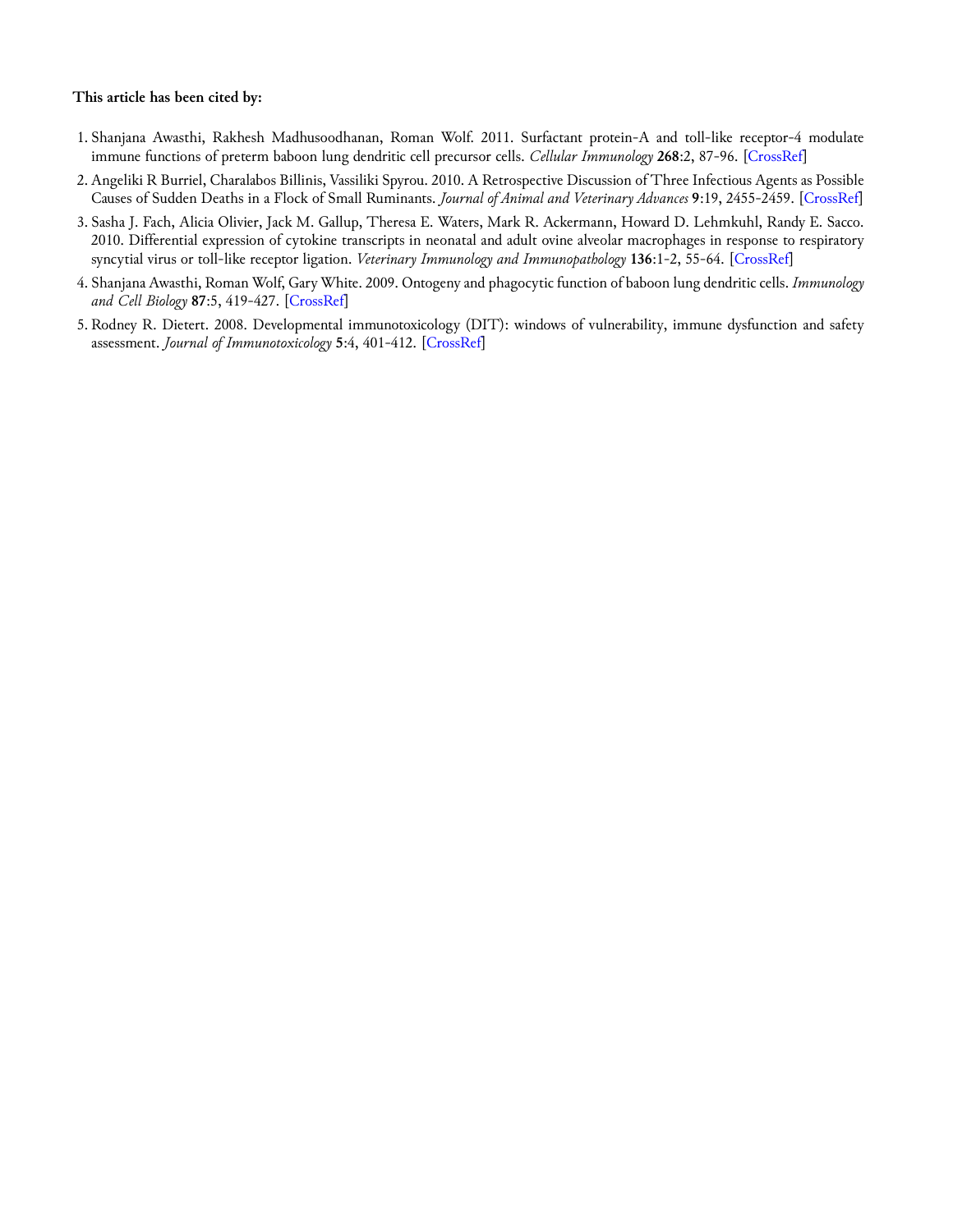**This article has been cited by:**

1. Shanjana Awasthi, Rakhesh Madhusoodhanan, Roman Wolf. 2011. Surfactant protein-A and toll-like receptor-4 modulate immune functions of preterm baboon lung dendritic cell precursor cells. *Cellular Immunology* **268**:2, 87-96. [CrossRef]
2. Angeliki R Burriel, Charalabos Billinis, Vassiliki Spyrou. 2010. A Retrospective Discussion of Three Infectious Agents as Possible Causes of Sudden Deaths in a Flock of Small Ruminants. *Journal of Animal and Veterinary Advances* **9**:19, 2455-2459. [CrossRef]
3. Sasha J. Fach, Alicia Olivier, Jack M. Gallup, Theresa E. Waters, Mark R. Ackermann, Howard D. Lehmkuhl, Randy E. Sacco. 2010. Differential expression of cytokine transcripts in neonatal and adult ovine alveolar macrophages in response to respiratory syncytial virus or toll-like receptor ligation. *Veterinary Immunology and Immunopathology* **136**:1-2, 55-64. [CrossRef]
4. Shanjana Awasthi, Roman Wolf, Gary White. 2009. Ontogeny and phagocytic function of baboon lung dendritic cells. *Immunology and Cell Biology* **87**:5, 419-427. [CrossRef]
5. Rodney R. Dietert. 2008. Developmental immunotoxicology (DIT): windows of vulnerability, immune dysfunction and safety assessment. *Journal of Immunotoxicology* **5**:4, 401-412. [CrossRef]